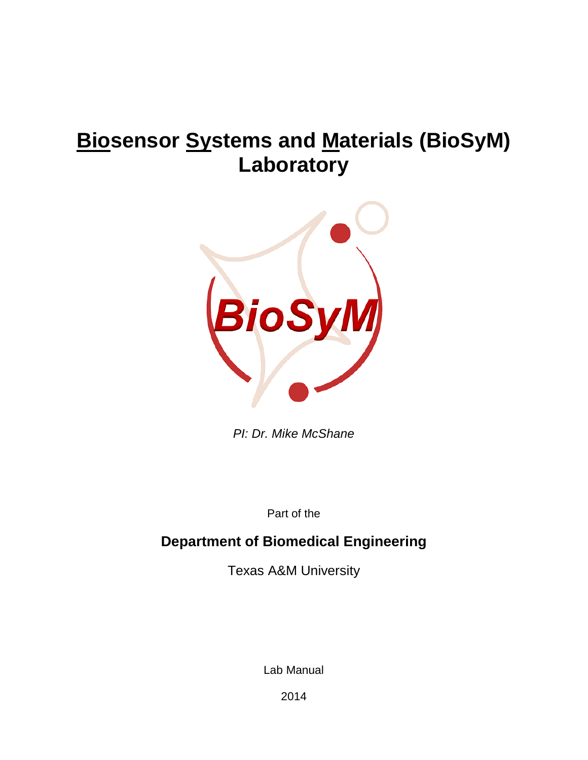# <u>Bio</u>sensor <u>Sy</u>stems and <u>M</u>aterials (BioSyM) Laboratory

*PI: Dr. Mike McShane*

Part of the

**Department of Biomedical Engineering**

Texas A&M University

Lab Manual

2014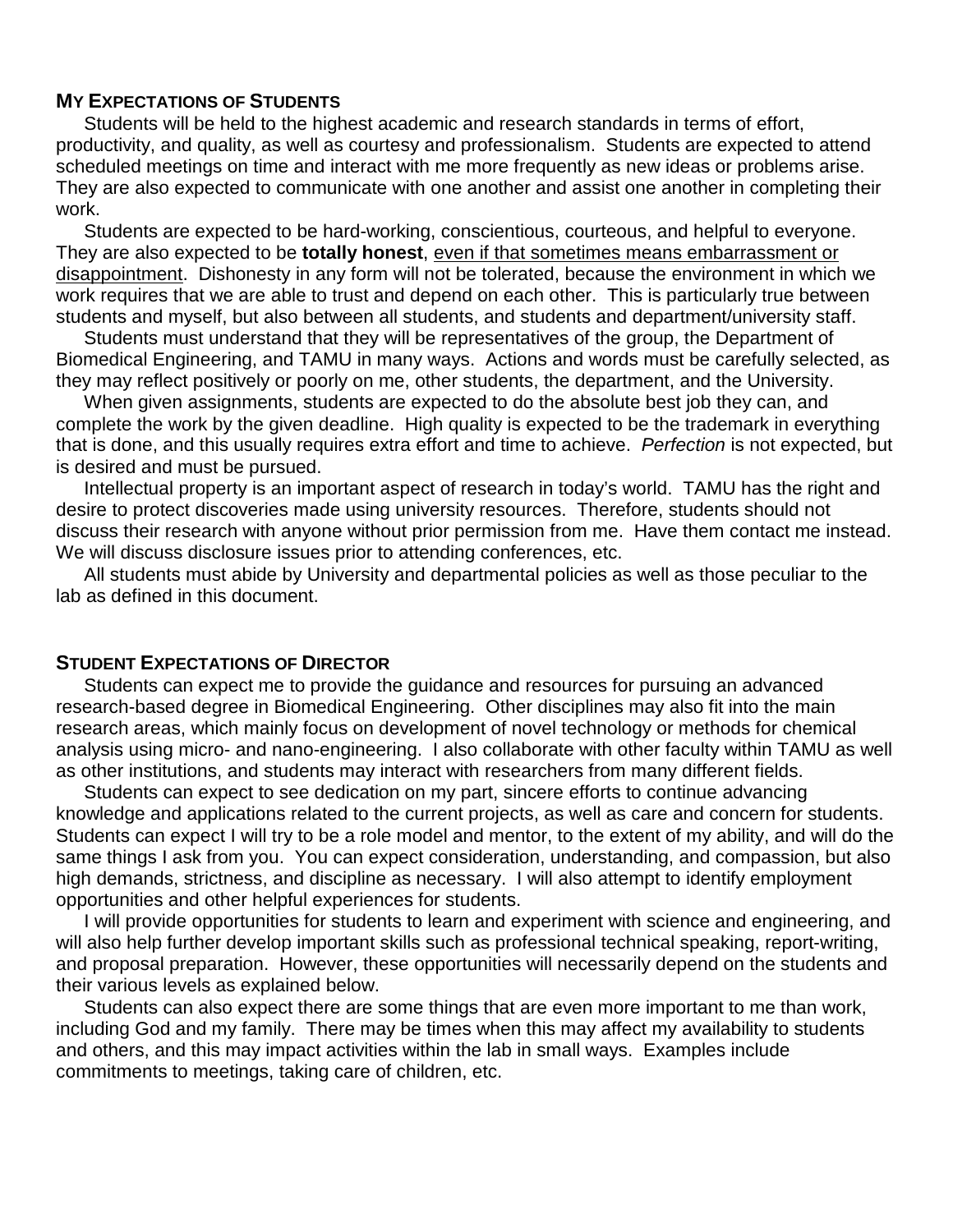## My Expectations of Students

Students will be held to the highest academic and research standards in terms of effort, productivity, and quality, as well as courtesy and professionalism. Students are expected to attend scheduled meetings on time and interact with me more frequently as new ideas or problems arise. They are also expected to communicate with one another and assist one another in completing their work.

Students are expected to be hard-working, conscientious, courteous, and helpful to everyone. They are also expected to be **totally honest**, <u>even if that sometimes means embarrassment or disappointment</u>. Dishonesty in any form will not be tolerated, because the environment in which we work requires that we are able to trust and depend on each other. This is particularly true between students and myself, but also between all students, and students and department/university staff.

Students must understand that they will be representatives of the group, the Department of Biomedical Engineering, and TAMU in many ways. Actions and words must be carefully selected, as they may reflect positively or poorly on me, other students, the department, and the University.

When given assignments, students are expected to do the absolute best job they can, and complete the work by the given deadline. High quality is expected to be the trademark in everything that is done, and this usually requires extra effort and time to achieve. *Perfection* is not expected, but is desired and must be pursued.

Intellectual property is an important aspect of research in today's world. TAMU has the right and desire to protect discoveries made using university resources. Therefore, students should not discuss their research with anyone without prior permission from me. Have them contact me instead. We will discuss disclosure issues prior to attending conferences, etc.

All students must abide by University and departmental policies as well as those peculiar to the lab as defined in this document.

## Student Expectations of Director

Students can expect me to provide the guidance and resources for pursuing an advanced research-based degree in Biomedical Engineering. Other disciplines may also fit into the main research areas, which mainly focus on development of novel technology or methods for chemical analysis using micro- and nano-engineering. I also collaborate with other faculty within TAMU as well as other institutions, and students may interact with researchers from many different fields.

Students can expect to see dedication on my part, sincere efforts to continue advancing knowledge and applications related to the current projects, as well as care and concern for students. Students can expect I will try to be a role model and mentor, to the extent of my ability, and will do the same things I ask from you. You can expect consideration, understanding, and compassion, but also high demands, strictness, and discipline as necessary. I will also attempt to identify employment opportunities and other helpful experiences for students.

I will provide opportunities for students to learn and experiment with science and engineering, and will also help further develop important skills such as professional technical speaking, report-writing, and proposal preparation. However, these opportunities will necessarily depend on the students and their various levels as explained below.

Students can also expect there are some things that are even more important to me than work, including God and my family. There may be times when this may affect my availability to students and others, and this may impact activities within the lab in small ways. Examples include commitments to meetings, taking care of children, etc.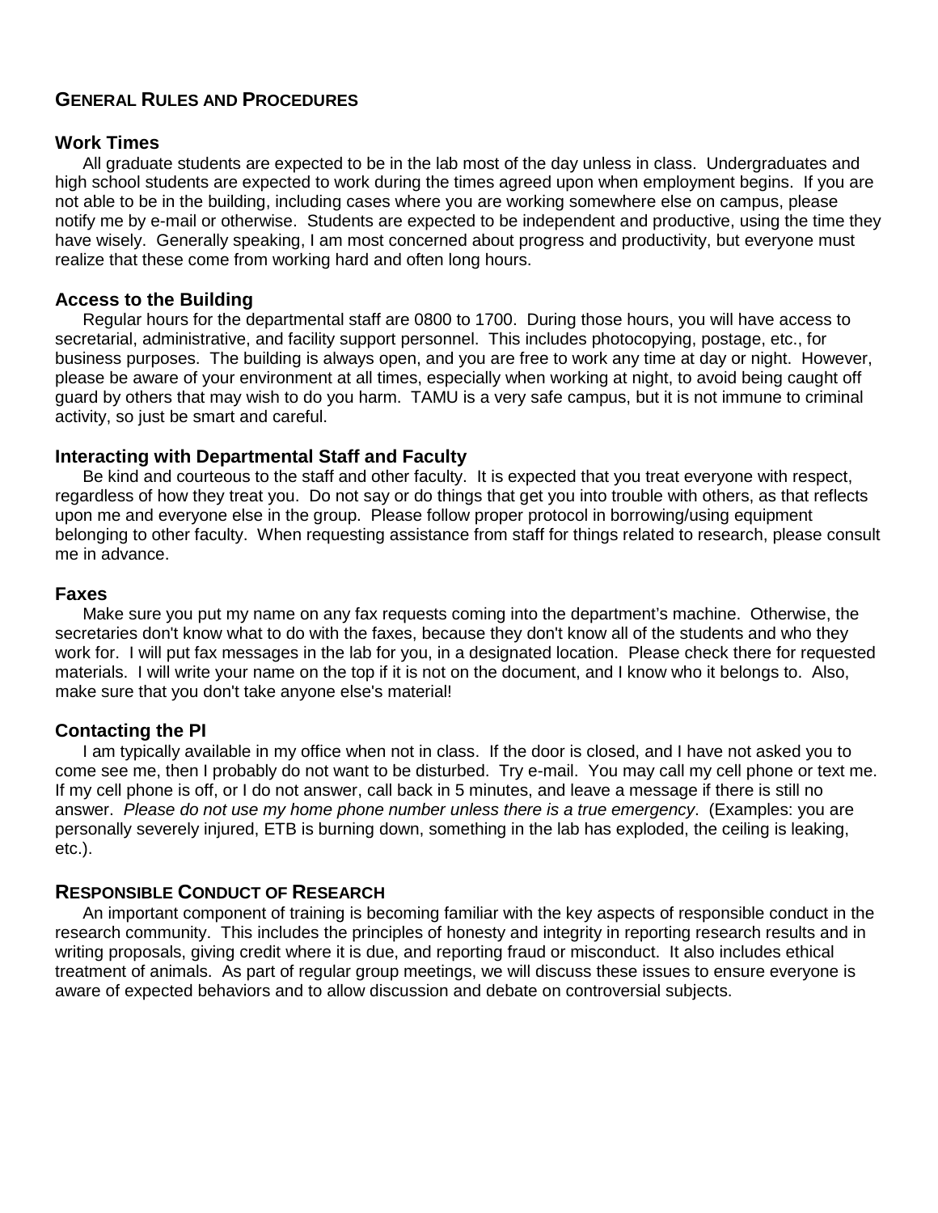## General Rules and Procedures

### Work Times

All graduate students are expected to be in the lab most of the day unless in class. Undergraduates and high school students are expected to work during the times agreed upon when employment begins. If you are not able to be in the building, including cases where you are working somewhere else on campus, please notify me by e-mail or otherwise. Students are expected to be independent and productive, using the time they have wisely. Generally speaking, I am most concerned about progress and productivity, but everyone must realize that these come from working hard and often long hours.

### Access to the Building

Regular hours for the departmental staff are 0800 to 1700. During those hours, you will have access to secretarial, administrative, and facility support personnel. This includes photocopying, postage, etc., for business purposes. The building is always open, and you are free to work any time at day or night. However, please be aware of your environment at all times, especially when working at night, to avoid being caught off guard by others that may wish to do you harm. TAMU is a very safe campus, but it is not immune to criminal activity, so just be smart and careful.

### Interacting with Departmental Staff and Faculty

Be kind and courteous to the staff and other faculty. It is expected that you treat everyone with respect, regardless of how they treat you. Do not say or do things that get you into trouble with others, as that reflects upon me and everyone else in the group. Please follow proper protocol in borrowing/using equipment belonging to other faculty. When requesting assistance from staff for things related to research, please consult me in advance.

### Faxes

Make sure you put my name on any fax requests coming into the department's machine. Otherwise, the secretaries don't know what to do with the faxes, because they don't know all of the students and who they work for. I will put fax messages in the lab for you, in a designated location. Please check there for requested materials. I will write your name on the top if it is not on the document, and I know who it belongs to. Also, make sure that you don't take anyone else's material!

### Contacting the PI

I am typically available in my office when not in class. If the door is closed, and I have not asked you to come see me, then I probably do not want to be disturbed. Try e-mail. You may call my cell phone or text me. If my cell phone is off, or I do not answer, call back in 5 minutes, and leave a message if there is still no answer. *Please do not use my home phone number unless there is a true emergency*. (Examples: you are personally severely injured, ETB is burning down, something in the lab has exploded, the ceiling is leaking, etc.).

## Responsible Conduct of Research

An important component of training is becoming familiar with the key aspects of responsible conduct in the research community. This includes the principles of honesty and integrity in reporting research results and in writing proposals, giving credit where it is due, and reporting fraud or misconduct. It also includes ethical treatment of animals. As part of regular group meetings, we will discuss these issues to ensure everyone is aware of expected behaviors and to allow discussion and debate on controversial subjects.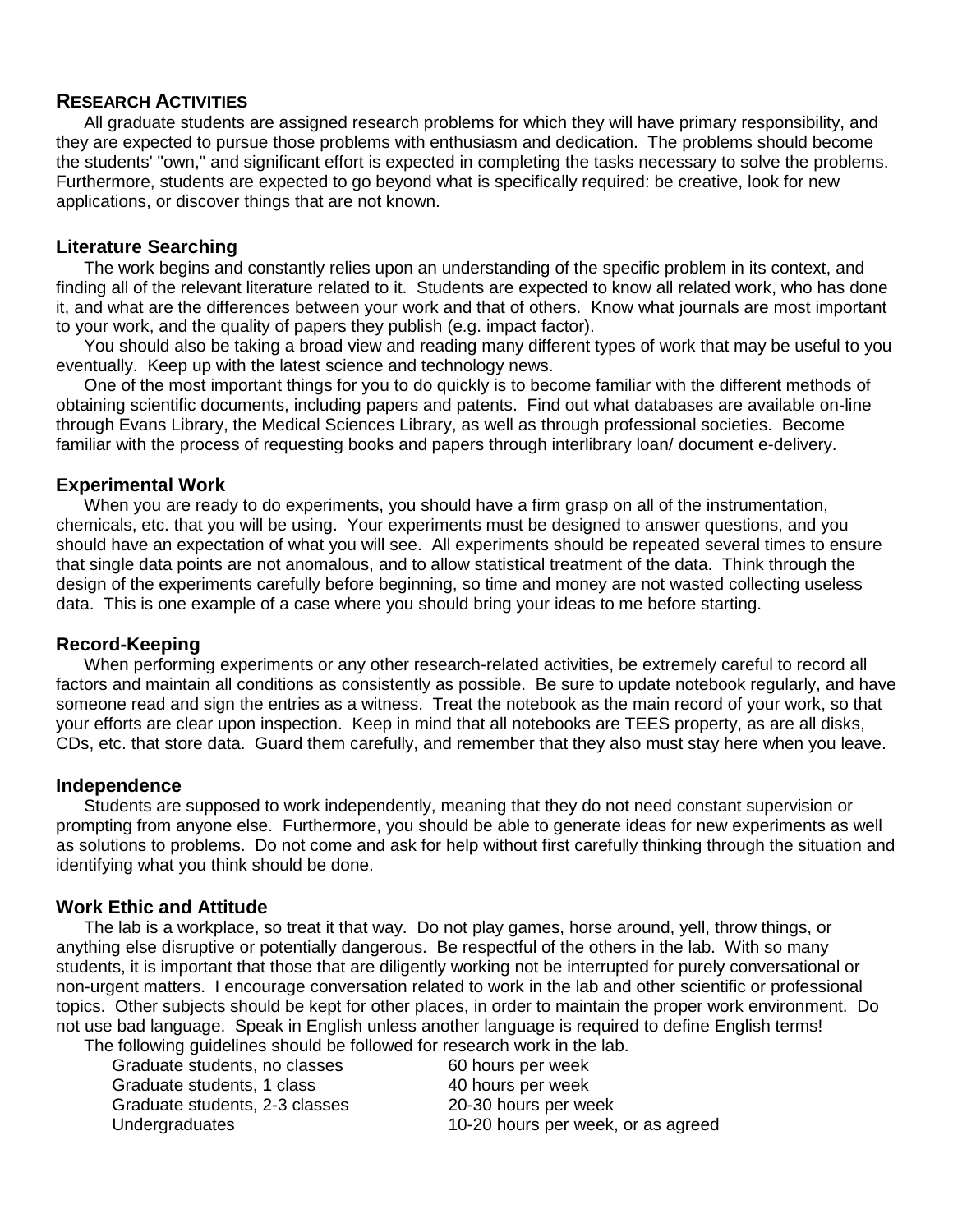## RESEARCH ACTIVITIES

All graduate students are assigned research problems for which they will have primary responsibility, and they are expected to pursue those problems with enthusiasm and dedication. The problems should become the students' "own," and significant effort is expected in completing the tasks necessary to solve the problems. Furthermore, students are expected to go beyond what is specifically required: be creative, look for new applications, or discover things that are not known.

### Literature Searching

The work begins and constantly relies upon an understanding of the specific problem in its context, and finding all of the relevant literature related to it. Students are expected to know all related work, who has done it, and what are the differences between your work and that of others. Know what journals are most important to your work, and the quality of papers they publish (e.g. impact factor).

You should also be taking a broad view and reading many different types of work that may be useful to you eventually. Keep up with the latest science and technology news.

One of the most important things for you to do quickly is to become familiar with the different methods of obtaining scientific documents, including papers and patents. Find out what databases are available on-line through Evans Library, the Medical Sciences Library, as well as through professional societies. Become familiar with the process of requesting books and papers through interlibrary loan/ document e-delivery.

### Experimental Work

When you are ready to do experiments, you should have a firm grasp on all of the instrumentation, chemicals, etc. that you will be using. Your experiments must be designed to answer questions, and you should have an expectation of what you will see. All experiments should be repeated several times to ensure that single data points are not anomalous, and to allow statistical treatment of the data. Think through the design of the experiments carefully before beginning, so time and money are not wasted collecting useless data. This is one example of a case where you should bring your ideas to me before starting.

### Record-Keeping

When performing experiments or any other research-related activities, be extremely careful to record all factors and maintain all conditions as consistently as possible. Be sure to update notebook regularly, and have someone read and sign the entries as a witness. Treat the notebook as the main record of your work, so that your efforts are clear upon inspection. Keep in mind that all notebooks are TEES property, as are all disks, CDs, etc. that store data. Guard them carefully, and remember that they also must stay here when you leave.

### Independence

Students are supposed to work independently, meaning that they do not need constant supervision or prompting from anyone else. Furthermore, you should be able to generate ideas for new experiments as well as solutions to problems. Do not come and ask for help without first carefully thinking through the situation and identifying what you think should be done.

### Work Ethic and Attitude

The lab is a workplace, so treat it that way. Do not play games, horse around, yell, throw things, or anything else disruptive or potentially dangerous. Be respectful of the others in the lab. With so many students, it is important that those that are diligently working not be interrupted for purely conversational or non-urgent matters. I encourage conversation related to work in the lab and other scientific or professional topics. Other subjects should be kept for other places, in order to maintain the proper work environment. Do not use bad language. Speak in English unless another language is required to define English terms!

The following guidelines should be followed for research work in the lab.

| | |
|---|---|
| Graduate students, no classes | 60 hours per week |
| Graduate students, 1 class | 40 hours per week |
| Graduate students, 2-3 classes | 20-30 hours per week |
| Undergraduates | 10-20 hours per week, or as agreed |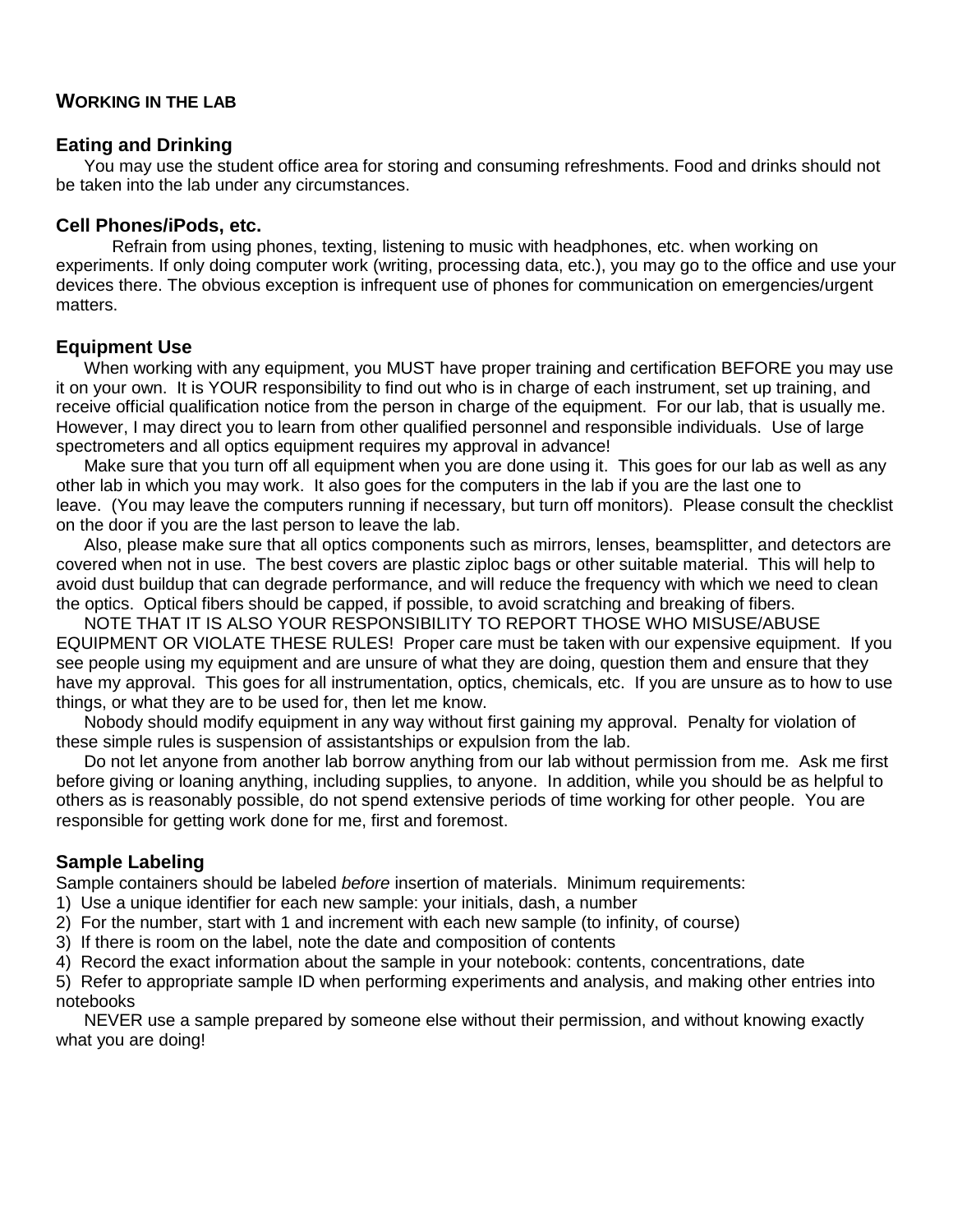## WORKING IN THE LAB

### Eating and Drinking

You may use the student office area for storing and consuming refreshments. Food and drinks should not be taken into the lab under any circumstances.

### Cell Phones/iPods, etc.

Refrain from using phones, texting, listening to music with headphones, etc. when working on experiments. If only doing computer work (writing, processing data, etc.), you may go to the office and use your devices there. The obvious exception is infrequent use of phones for communication on emergencies/urgent matters.

### Equipment Use

When working with any equipment, you MUST have proper training and certification BEFORE you may use it on your own. It is YOUR responsibility to find out who is in charge of each instrument, set up training, and receive official qualification notice from the person in charge of the equipment. For our lab, that is usually me. However, I may direct you to learn from other qualified personnel and responsible individuals. Use of large spectrometers and all optics equipment requires my approval in advance!

Make sure that you turn off all equipment when you are done using it. This goes for our lab as well as any other lab in which you may work. It also goes for the computers in the lab if you are the last one to leave. (You may leave the computers running if necessary, but turn off monitors). Please consult the checklist on the door if you are the last person to leave the lab.

Also, please make sure that all optics components such as mirrors, lenses, beamsplitter, and detectors are covered when not in use. The best covers are plastic ziploc bags or other suitable material. This will help to avoid dust buildup that can degrade performance, and will reduce the frequency with which we need to clean the optics. Optical fibers should be capped, if possible, to avoid scratching and breaking of fibers.

NOTE THAT IT IS ALSO YOUR RESPONSIBILITY TO REPORT THOSE WHO MISUSE/ABUSE EQUIPMENT OR VIOLATE THESE RULES! Proper care must be taken with our expensive equipment. If you see people using my equipment and are unsure of what they are doing, question them and ensure that they have my approval. This goes for all instrumentation, optics, chemicals, etc. If you are unsure as to how to use things, or what they are to be used for, then let me know.

Nobody should modify equipment in any way without first gaining my approval. Penalty for violation of these simple rules is suspension of assistantships or expulsion from the lab.

Do not let anyone from another lab borrow anything from our lab without permission from me. Ask me first before giving or loaning anything, including supplies, to anyone. In addition, while you should be as helpful to others as is reasonably possible, do not spend extensive periods of time working for other people. You are responsible for getting work done for me, first and foremost.

### Sample Labeling

Sample containers should be labeled *before* insertion of materials. Minimum requirements:

1) Use a unique identifier for each new sample: your initials, dash, a number
2) For the number, start with 1 and increment with each new sample (to infinity, of course)
3) If there is room on the label, note the date and composition of contents
4) Record the exact information about the sample in your notebook: contents, concentrations, date
5) Refer to appropriate sample ID when performing experiments and analysis, and making other entries into notebooks

NEVER use a sample prepared by someone else without their permission, and without knowing exactly what you are doing!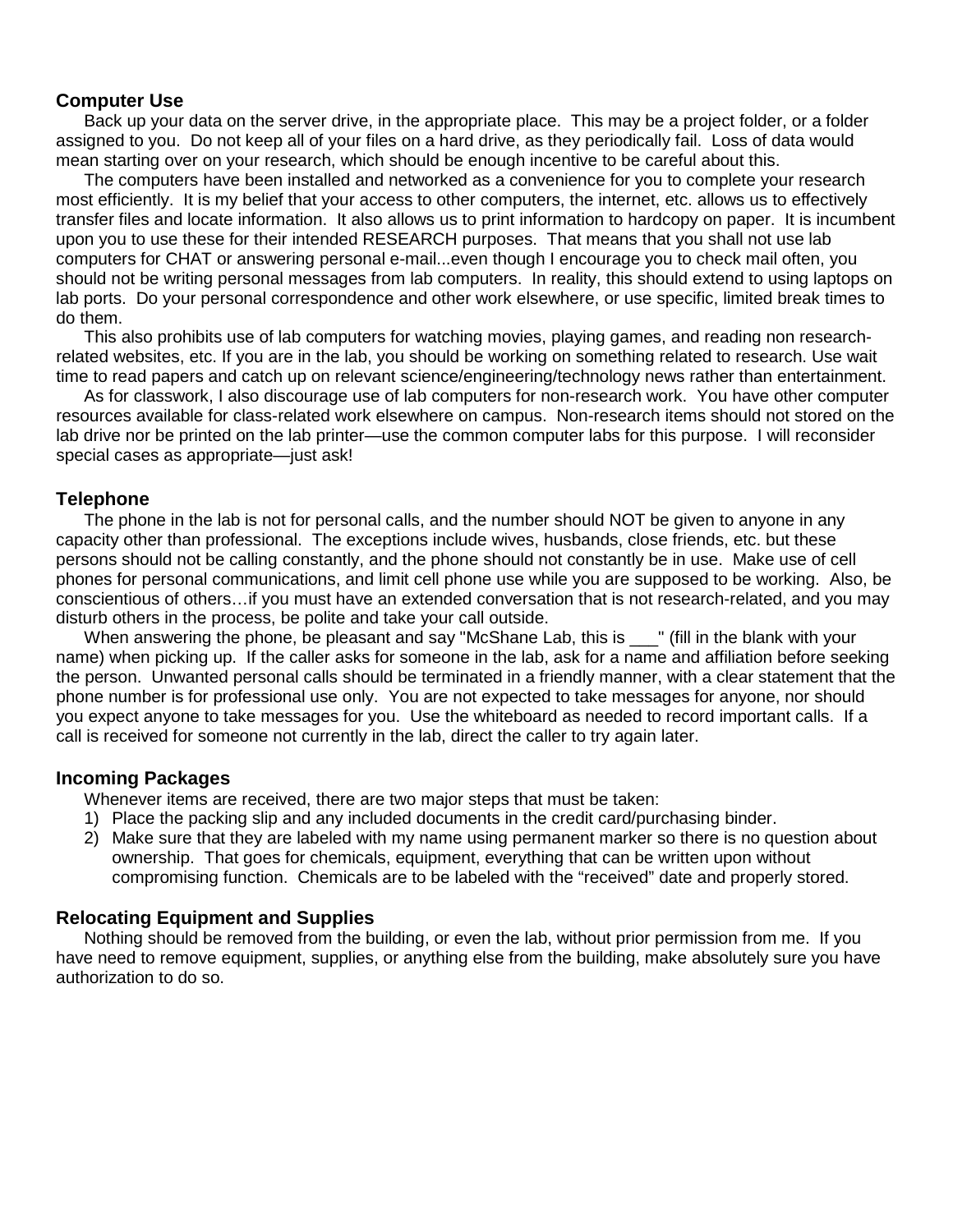## Computer Use

Back up your data on the server drive, in the appropriate place. This may be a project folder, or a folder assigned to you. Do not keep all of your files on a hard drive, as they periodically fail. Loss of data would mean starting over on your research, which should be enough incentive to be careful about this.

The computers have been installed and networked as a convenience for you to complete your research most efficiently. It is my belief that your access to other computers, the internet, etc. allows us to effectively transfer files and locate information. It also allows us to print information to hardcopy on paper. It is incumbent upon you to use these for their intended RESEARCH purposes. That means that you shall not use lab computers for CHAT or answering personal e-mail...even though I encourage you to check mail often, you should not be writing personal messages from lab computers. In reality, this should extend to using laptops on lab ports. Do your personal correspondence and other work elsewhere, or use specific, limited break times to do them.

This also prohibits use of lab computers for watching movies, playing games, and reading non research-related websites, etc. If you are in the lab, you should be working on something related to research. Use wait time to read papers and catch up on relevant science/engineering/technology news rather than entertainment.

As for classwork, I also discourage use of lab computers for non-research work. You have other computer resources available for class-related work elsewhere on campus. Non-research items should not stored on the lab drive nor be printed on the lab printer—use the common computer labs for this purpose. I will reconsider special cases as appropriate—just ask!

## Telephone

The phone in the lab is not for personal calls, and the number should NOT be given to anyone in any capacity other than professional. The exceptions include wives, husbands, close friends, etc. but these persons should not be calling constantly, and the phone should not constantly be in use. Make use of cell phones for personal communications, and limit cell phone use while you are supposed to be working. Also, be conscientious of others…if you must have an extended conversation that is not research-related, and you may disturb others in the process, be polite and take your call outside.

When answering the phone, be pleasant and say "McShane Lab, this is ___" (fill in the blank with your name) when picking up. If the caller asks for someone in the lab, ask for a name and affiliation before seeking the person. Unwanted personal calls should be terminated in a friendly manner, with a clear statement that the phone number is for professional use only. You are not expected to take messages for anyone, nor should you expect anyone to take messages for you. Use the whiteboard as needed to record important calls. If a call is received for someone not currently in the lab, direct the caller to try again later.

## Incoming Packages

Whenever items are received, there are two major steps that must be taken:

1) Place the packing slip and any included documents in the credit card/purchasing binder.
2) Make sure that they are labeled with my name using permanent marker so there is no question about ownership. That goes for chemicals, equipment, everything that can be written upon without compromising function. Chemicals are to be labeled with the "received" date and properly stored.

## Relocating Equipment and Supplies

Nothing should be removed from the building, or even the lab, without prior permission from me. If you have need to remove equipment, supplies, or anything else from the building, make absolutely sure you have authorization to do so.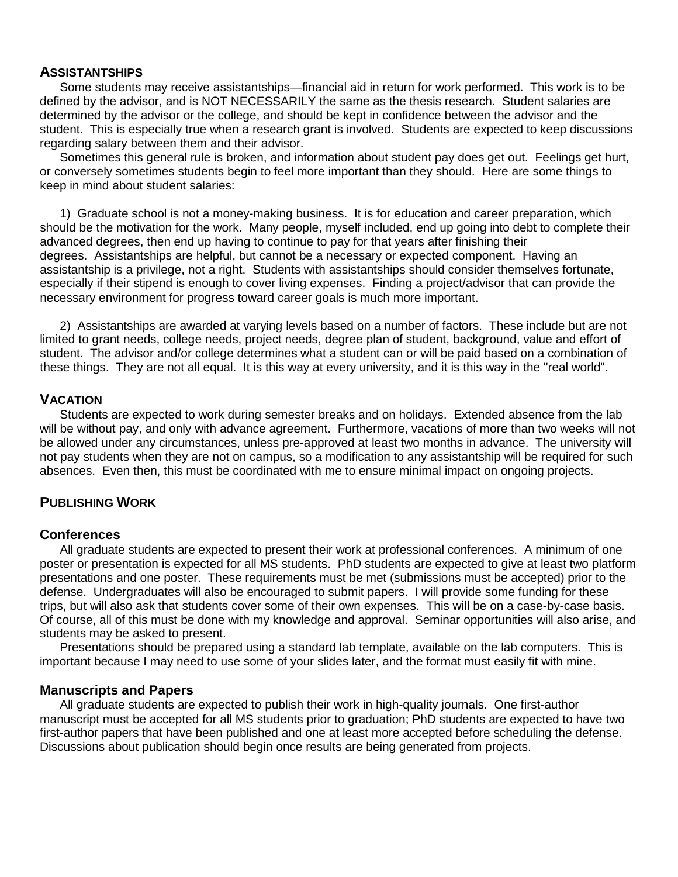## ASSISTANTSHIPS

Some students may receive assistantships—financial aid in return for work performed. This work is to be defined by the advisor, and is NOT NECESSARILY the same as the thesis research. Student salaries are determined by the advisor or the college, and should be kept in confidence between the advisor and the student. This is especially true when a research grant is involved. Students are expected to keep discussions regarding salary between them and their advisor.

Sometimes this general rule is broken, and information about student pay does get out. Feelings get hurt, or conversely sometimes students begin to feel more important than they should. Here are some things to keep in mind about student salaries:

1) Graduate school is not a money-making business. It is for education and career preparation, which should be the motivation for the work. Many people, myself included, end up going into debt to complete their advanced degrees, then end up having to continue to pay for that years after finishing their degrees. Assistantships are helpful, but cannot be a necessary or expected component. Having an assistantship is a privilege, not a right. Students with assistantships should consider themselves fortunate, especially if their stipend is enough to cover living expenses. Finding a project/advisor that can provide the necessary environment for progress toward career goals is much more important.

2) Assistantships are awarded at varying levels based on a number of factors. These include but are not limited to grant needs, college needs, project needs, degree plan of student, background, value and effort of student. The advisor and/or college determines what a student can or will be paid based on a combination of these things. They are not all equal. It is this way at every university, and it is this way in the "real world".

## VACATION

Students are expected to work during semester breaks and on holidays. Extended absence from the lab will be without pay, and only with advance agreement. Furthermore, vacations of more than two weeks will not be allowed under any circumstances, unless pre-approved at least two months in advance. The university will not pay students when they are not on campus, so a modification to any assistantship will be required for such absences. Even then, this must be coordinated with me to ensure minimal impact on ongoing projects.

## PUBLISHING WORK

### Conferences

All graduate students are expected to present their work at professional conferences. A minimum of one poster or presentation is expected for all MS students. PhD students are expected to give at least two platform presentations and one poster. These requirements must be met (submissions must be accepted) prior to the defense. Undergraduates will also be encouraged to submit papers. I will provide some funding for these trips, but will also ask that students cover some of their own expenses. This will be on a case-by-case basis. Of course, all of this must be done with my knowledge and approval. Seminar opportunities will also arise, and students may be asked to present.

Presentations should be prepared using a standard lab template, available on the lab computers. This is important because I may need to use some of your slides later, and the format must easily fit with mine.

### Manuscripts and Papers

All graduate students are expected to publish their work in high-quality journals. One first-author manuscript must be accepted for all MS students prior to graduation; PhD students are expected to have two first-author papers that have been published and one at least more accepted before scheduling the defense. Discussions about publication should begin once results are being generated from projects.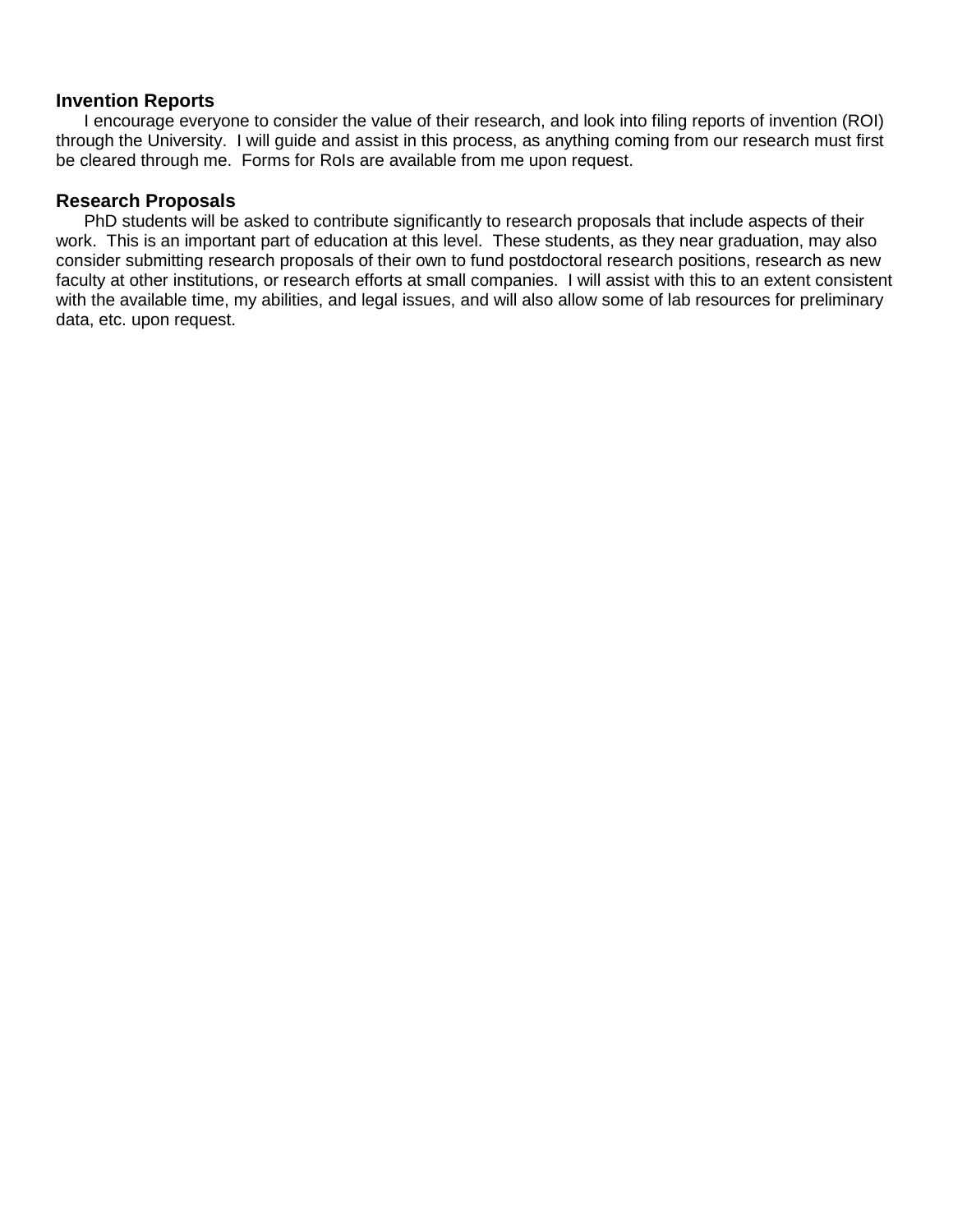**Invention Reports**

I encourage everyone to consider the value of their research, and look into filing reports of invention (ROI) through the University. I will guide and assist in this process, as anything coming from our research must first be cleared through me. Forms for RoIs are available from me upon request.

**Research Proposals**

PhD students will be asked to contribute significantly to research proposals that include aspects of their work. This is an important part of education at this level. These students, as they near graduation, may also consider submitting research proposals of their own to fund postdoctoral research positions, research as new faculty at other institutions, or research efforts at small companies. I will assist with this to an extent consistent with the available time, my abilities, and legal issues, and will also allow some of lab resources for preliminary data, etc. upon request.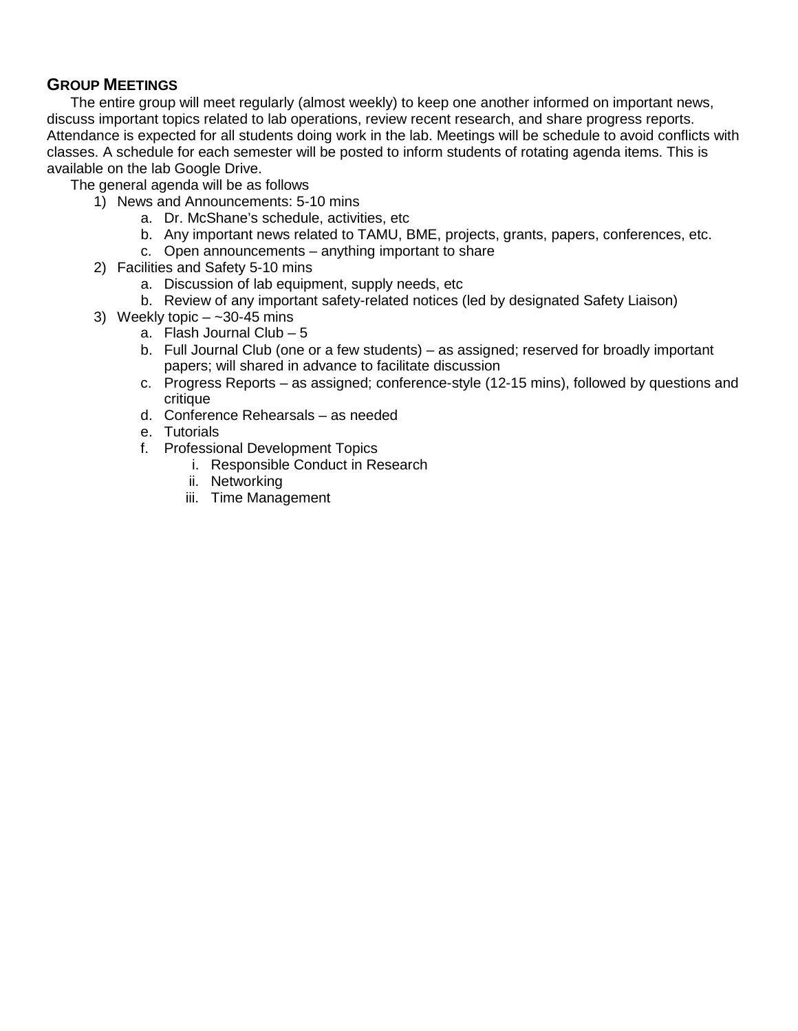## GROUP MEETINGS

The entire group will meet regularly (almost weekly) to keep one another informed on important news, discuss important topics related to lab operations, review recent research, and share progress reports. Attendance is expected for all students doing work in the lab. Meetings will be schedule to avoid conflicts with classes. A schedule for each semester will be posted to inform students of rotating agenda items. This is available on the lab Google Drive.

The general agenda will be as follows

1) News and Announcements: 5-10 mins
   a. Dr. McShane's schedule, activities, etc
   b. Any important news related to TAMU, BME, projects, grants, papers, conferences, etc.
   c. Open announcements – anything important to share
2) Facilities and Safety 5-10 mins
   a. Discussion of lab equipment, supply needs, etc
   b. Review of any important safety-related notices (led by designated Safety Liaison)
3) Weekly topic – ~30-45 mins
   a. Flash Journal Club – 5
   b. Full Journal Club (one or a few students) – as assigned; reserved for broadly important papers; will shared in advance to facilitate discussion
   c. Progress Reports – as assigned; conference-style (12-15 mins), followed by questions and critique
   d. Conference Rehearsals – as needed
   e. Tutorials
   f. Professional Development Topics
      i. Responsible Conduct in Research
      ii. Networking
      iii. Time Management